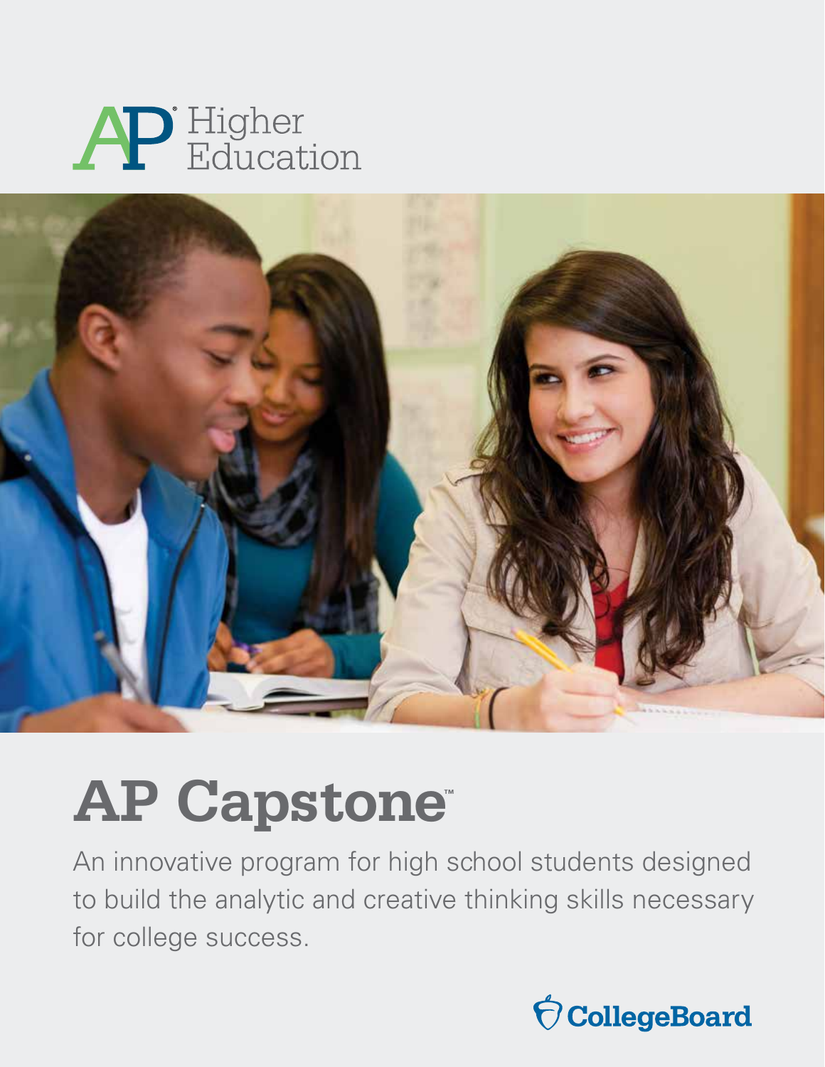AP® Higher Education

# AP Capstone™

An innovative program for high school students designed to build the analytic and creative thinking skills necessary for college success.

CollegeBoard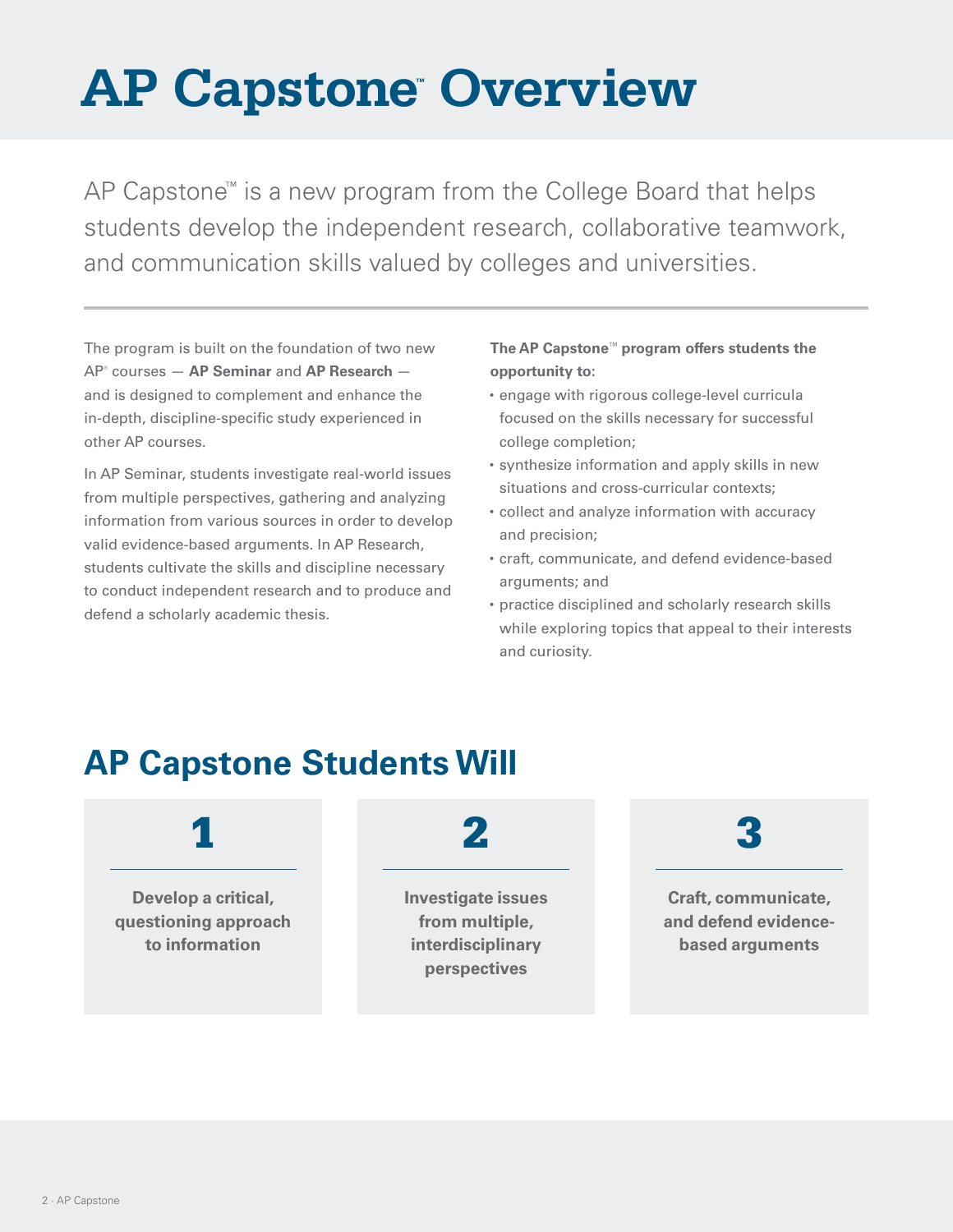# AP Capstone™ Overview

AP Capstone™ is a new program from the College Board that helps students develop the independent research, collaborative teamwork, and communication skills valued by colleges and universities.

The program is built on the foundation of two new AP® courses — **AP Seminar** and **AP Research** — and is designed to complement and enhance the in-depth, discipline-specific study experienced in other AP courses.

In AP Seminar, students investigate real-world issues from multiple perspectives, gathering and analyzing information from various sources in order to develop valid evidence-based arguments. In AP Research, students cultivate the skills and discipline necessary to conduct independent research and to produce and defend a scholarly academic thesis.

**The AP Capstone™ program offers students the opportunity to:**

- engage with rigorous college-level curricula focused on the skills necessary for successful college completion;
- synthesize information and apply skills in new situations and cross-curricular contexts;
- collect and analyze information with accuracy and precision;
- craft, communicate, and defend evidence-based arguments; and
- practice disciplined and scholarly research skills while exploring topics that appeal to their interests and curiosity.

## AP Capstone Students Will

**1**

**Develop a critical, questioning approach to information**

**2**

**Investigate issues from multiple, interdisciplinary perspectives**

**3**

**Craft, communicate, and defend evidence-based arguments**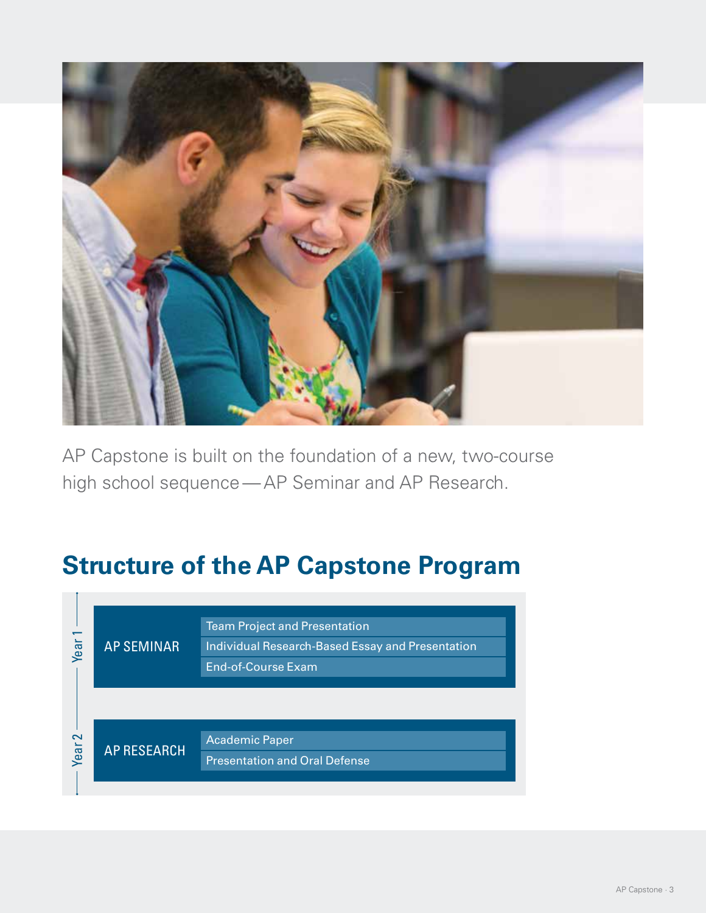AP Capstone is built on the foundation of a new, two-course high school sequence — AP Seminar and AP Research.

## Structure of the AP Capstone Program

| Year | Course | Components |
|---|---|---|
| Year 1 | AP SEMINAR | Team Project and Presentation |
| | | Individual Research-Based Essay and Presentation |
| | | End-of-Course Exam |
| Year 2 | AP RESEARCH | Academic Paper |
| | | Presentation and Oral Defense |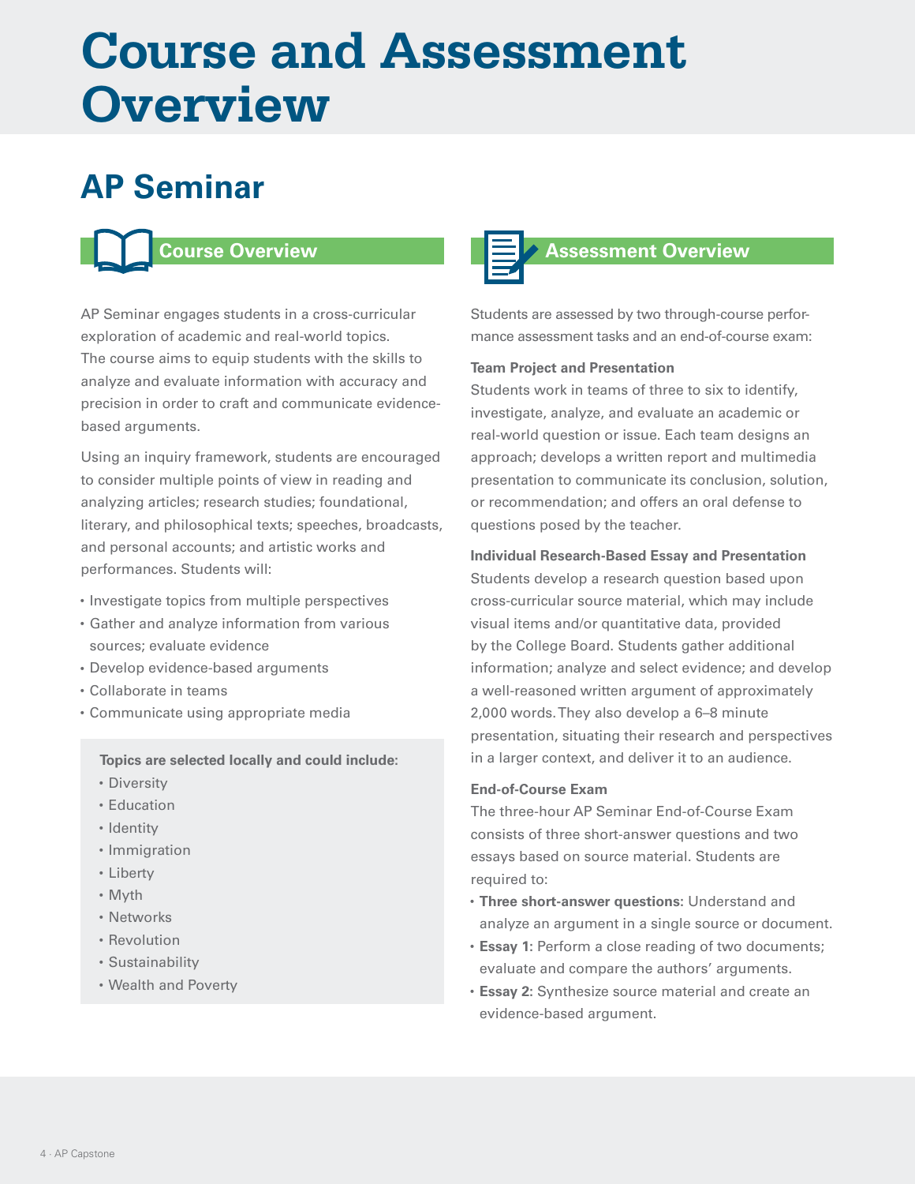# Course and Assessment Overview

## AP Seminar

### Course Overview

AP Seminar engages students in a cross-curricular exploration of academic and real-world topics. The course aims to equip students with the skills to analyze and evaluate information with accuracy and precision in order to craft and communicate evidence-based arguments.

Using an inquiry framework, students are encouraged to consider multiple points of view in reading and analyzing articles; research studies; foundational, literary, and philosophical texts; speeches, broadcasts, and personal accounts; and artistic works and performances. Students will:

- Investigate topics from multiple perspectives
- Gather and analyze information from various sources; evaluate evidence
- Develop evidence-based arguments
- Collaborate in teams
- Communicate using appropriate media

**Topics are selected locally and could include:**

- Diversity
- Education
- Identity
- Immigration
- Liberty
- Myth
- Networks
- Revolution
- Sustainability
- Wealth and Poverty

### Assessment Overview

Students are assessed by two through-course performance assessment tasks and an end-of-course exam:

**Team Project and Presentation**
Students work in teams of three to six to identify, investigate, analyze, and evaluate an academic or real-world question or issue. Each team designs an approach; develops a written report and multimedia presentation to communicate its conclusion, solution, or recommendation; and offers an oral defense to questions posed by the teacher.

**Individual Research-Based Essay and Presentation**
Students develop a research question based upon cross-curricular source material, which may include visual items and/or quantitative data, provided by the College Board. Students gather additional information; analyze and select evidence; and develop a well-reasoned written argument of approximately 2,000 words. They also develop a 6–8 minute presentation, situating their research and perspectives in a larger context, and deliver it to an audience.

**End-of-Course Exam**
The three-hour AP Seminar End-of-Course Exam consists of three short-answer questions and two essays based on source material. Students are required to:

- **Three short-answer questions:** Understand and analyze an argument in a single source or document.
- **Essay 1:** Perform a close reading of two documents; evaluate and compare the authors' arguments.
- **Essay 2:** Synthesize source material and create an evidence-based argument.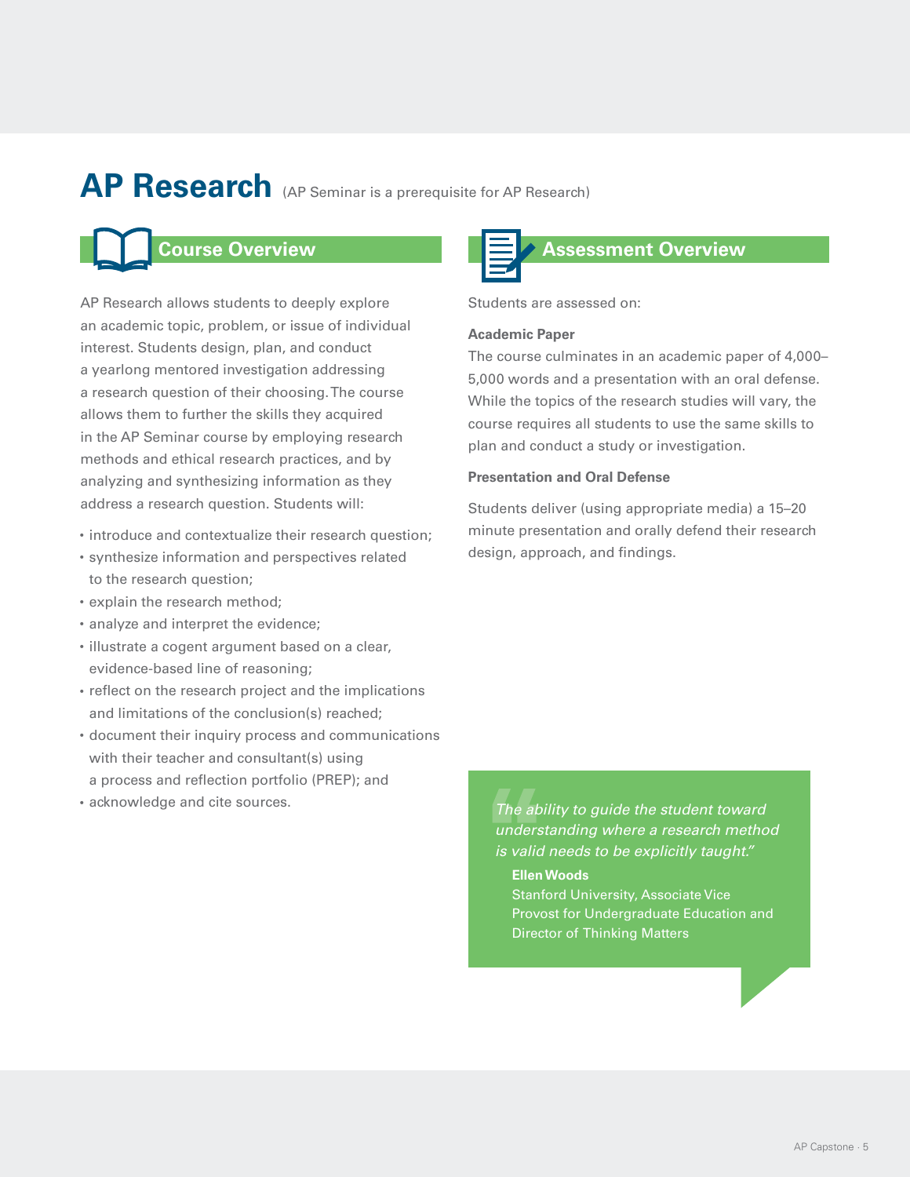# AP Research (AP Seminar is a prerequisite for AP Research)

## Course Overview

AP Research allows students to deeply explore an academic topic, problem, or issue of individual interest. Students design, plan, and conduct a yearlong mentored investigation addressing a research question of their choosing. The course allows them to further the skills they acquired in the AP Seminar course by employing research methods and ethical research practices, and by analyzing and synthesizing information as they address a research question. Students will:

- introduce and contextualize their research question;
- synthesize information and perspectives related to the research question;
- explain the research method;
- analyze and interpret the evidence;
- illustrate a cogent argument based on a clear, evidence-based line of reasoning;
- reflect on the research project and the implications and limitations of the conclusion(s) reached;
- document their inquiry process and communications with their teacher and consultant(s) using a process and reflection portfolio (PREP); and
- acknowledge and cite sources.

## Assessment Overview

Students are assessed on:

**Academic Paper**

The course culminates in an academic paper of 4,000–5,000 words and a presentation with an oral defense. While the topics of the research studies will vary, the course requires all students to use the same skills to plan and conduct a study or investigation.

**Presentation and Oral Defense**

Students deliver (using appropriate media) a 15–20 minute presentation and orally defend their research design, approach, and findings.

> *"The ability to guide the student toward understanding where a research method is valid needs to be explicitly taught."*
>
> **Ellen Woods**
> Stanford University, Associate Vice Provost for Undergraduate Education and Director of Thinking Matters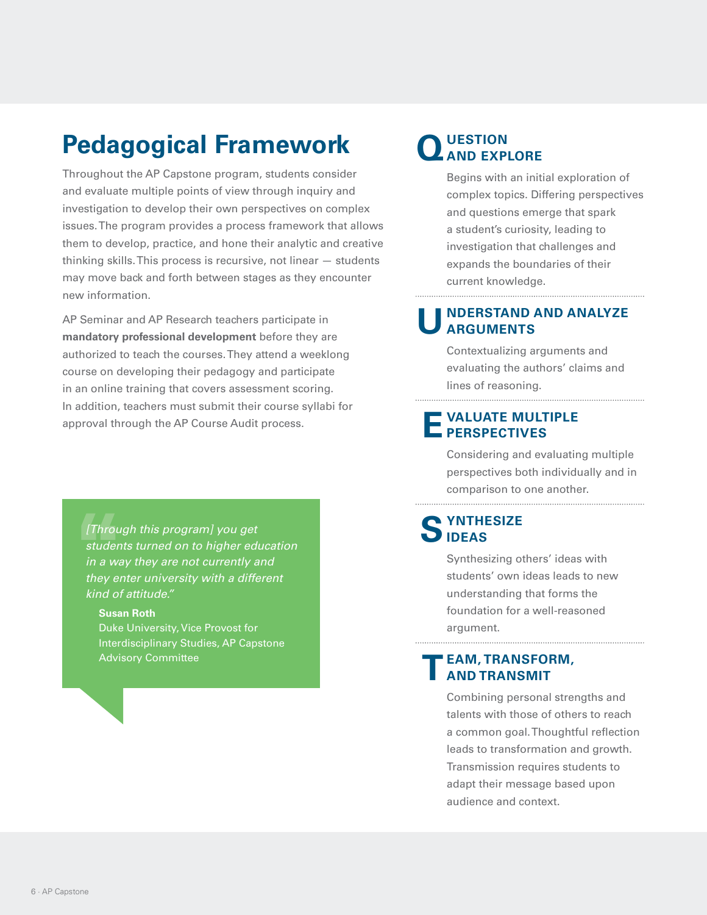# Pedagogical Framework

Throughout the AP Capstone program, students consider and evaluate multiple points of view through inquiry and investigation to develop their own perspectives on complex issues. The program provides a process framework that allows them to develop, practice, and hone their analytic and creative thinking skills. This process is recursive, not linear — students may move back and forth between stages as they encounter new information.

AP Seminar and AP Research teachers participate in **mandatory professional development** before they are authorized to teach the courses. They attend a weeklong course on developing their pedagogy and participate in an online training that covers assessment scoring. In addition, teachers must submit their course syllabi for approval through the AP Course Audit process.

> *[Through this program] you get students turned on to higher education in a way they are not currently and they enter university with a different kind of attitude."*
>
> **Susan Roth**
> Duke University, Vice Provost for Interdisciplinary Studies, AP Capstone Advisory Committee

## QUESTION AND EXPLORE

Begins with an initial exploration of complex topics. Differing perspectives and questions emerge that spark a student's curiosity, leading to investigation that challenges and expands the boundaries of their current knowledge.

## UNDERSTAND AND ANALYZE ARGUMENTS

Contextualizing arguments and evaluating the authors' claims and lines of reasoning.

## EVALUATE MULTIPLE PERSPECTIVES

Considering and evaluating multiple perspectives both individually and in comparison to one another.

## SYNTHESIZE IDEAS

Synthesizing others' ideas with students' own ideas leads to new understanding that forms the foundation for a well-reasoned argument.

## TEAM, TRANSFORM, AND TRANSMIT

Combining personal strengths and talents with those of others to reach a common goal. Thoughtful reflection leads to transformation and growth. Transmission requires students to adapt their message based upon audience and context.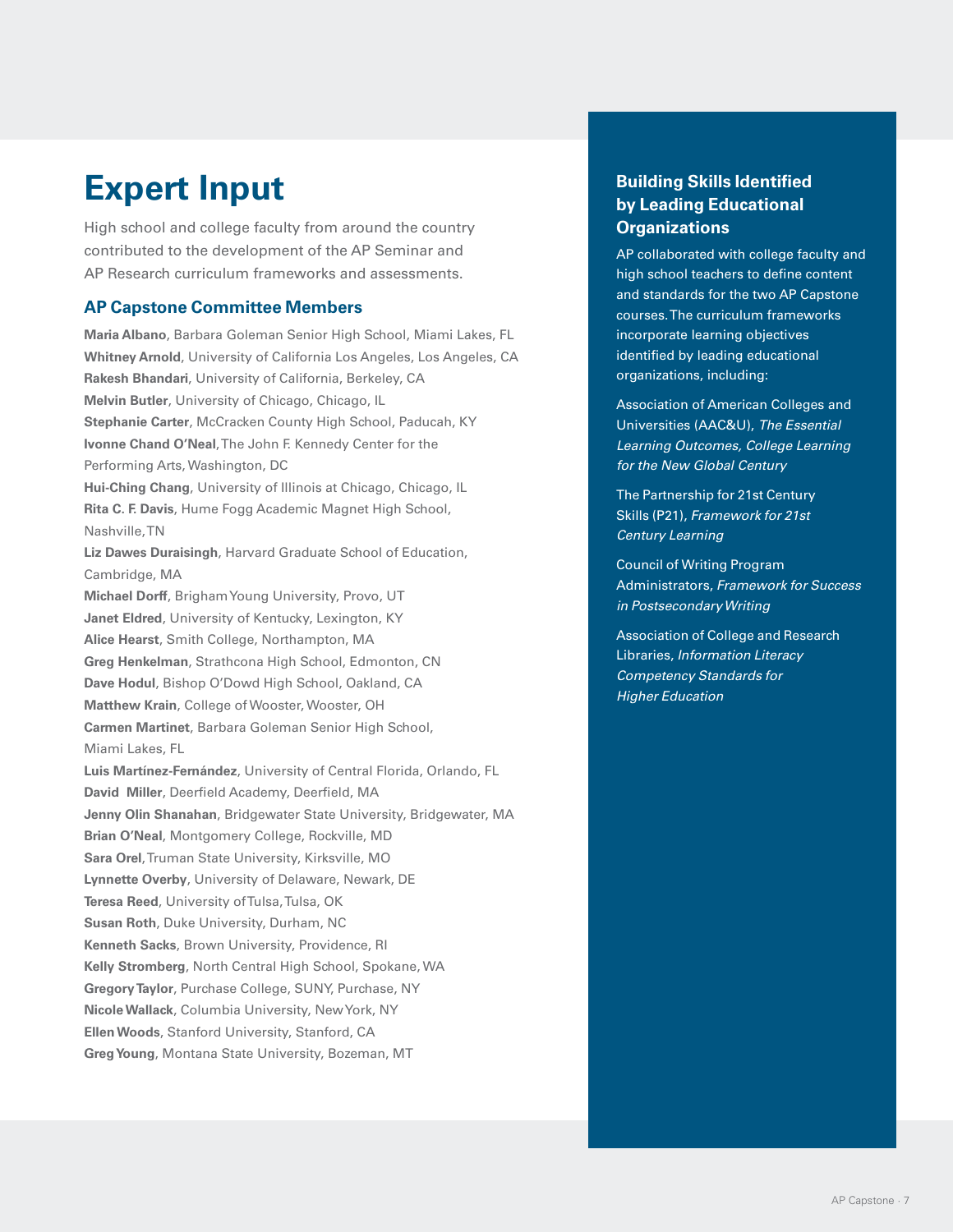# Expert Input

High school and college faculty from around the country contributed to the development of the AP Seminar and AP Research curriculum frameworks and assessments.

## AP Capstone Committee Members

**Maria Albano**, Barbara Goleman Senior High School, Miami Lakes, FL
**Whitney Arnold**, University of California Los Angeles, Los Angeles, CA
**Rakesh Bhandari**, University of California, Berkeley, CA
**Melvin Butler**, University of Chicago, Chicago, IL
**Stephanie Carter**, McCracken County High School, Paducah, KY
**Ivonne Chand O'Neal**, The John F. Kennedy Center for the Performing Arts, Washington, DC
**Hui-Ching Chang**, University of Illinois at Chicago, Chicago, IL
**Rita C. F. Davis**, Hume Fogg Academic Magnet High School, Nashville, TN
**Liz Dawes Duraisingh**, Harvard Graduate School of Education, Cambridge, MA
**Michael Dorff**, Brigham Young University, Provo, UT
**Janet Eldred**, University of Kentucky, Lexington, KY
**Alice Hearst**, Smith College, Northampton, MA
**Greg Henkelman**, Strathcona High School, Edmonton, CN
**Dave Hodul**, Bishop O'Dowd High School, Oakland, CA
**Matthew Krain**, College of Wooster, Wooster, OH
**Carmen Martinet**, Barbara Goleman Senior High School, Miami Lakes, FL
**Luis Martínez-Fernández**, University of Central Florida, Orlando, FL
**David Miller**, Deerfield Academy, Deerfield, MA
**Jenny Olin Shanahan**, Bridgewater State University, Bridgewater, MA
**Brian O'Neal**, Montgomery College, Rockville, MD
**Sara Orel**, Truman State University, Kirksville, MO
**Lynnette Overby**, University of Delaware, Newark, DE
**Teresa Reed**, University of Tulsa, Tulsa, OK
**Susan Roth**, Duke University, Durham, NC
**Kenneth Sacks**, Brown University, Providence, RI
**Kelly Stromberg**, North Central High School, Spokane, WA
**Gregory Taylor**, Purchase College, SUNY, Purchase, NY
**Nicole Wallack**, Columbia University, New York, NY
**Ellen Woods**, Stanford University, Stanford, CA
**Greg Young**, Montana State University, Bozeman, MT

### Building Skills Identified by Leading Educational Organizations

AP collaborated with college faculty and high school teachers to define content and standards for the two AP Capstone courses. The curriculum frameworks incorporate learning objectives identified by leading educational organizations, including:

Association of American Colleges and Universities (AAC&U), *The Essential Learning Outcomes, College Learning for the New Global Century*

The Partnership for 21st Century Skills (P21), *Framework for 21st Century Learning*

Council of Writing Program Administrators, *Framework for Success in Postsecondary Writing*

Association of College and Research Libraries, *Information Literacy Competency Standards for Higher Education*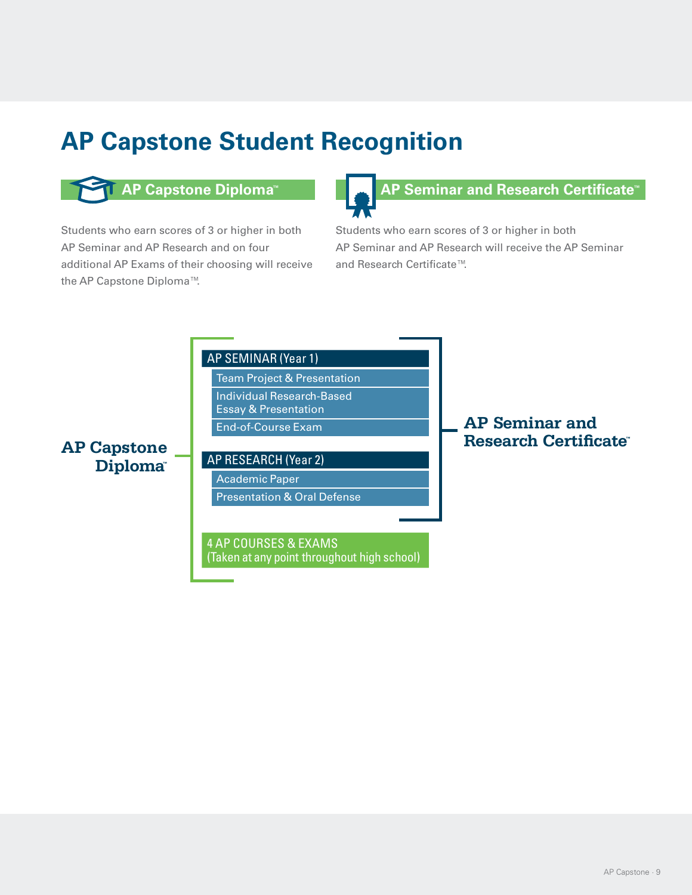# AP Capstone Student Recognition

## AP Capstone Diploma™

Students who earn scores of 3 or higher in both AP Seminar and AP Research and on four additional AP Exams of their choosing will receive the AP Capstone Diploma™.

## AP Seminar and Research Certificate™

Students who earn scores of 3 or higher in both AP Seminar and AP Research will receive the AP Seminar and Research Certificate™.

**AP Capstone Diploma™**

- AP SEMINAR (Year 1)
  - Team Project & Presentation
  - Individual Research-Based Essay & Presentation
  - End-of-Course Exam
- AP RESEARCH (Year 2)
  - Academic Paper
  - Presentation & Oral Defense
- 4 AP COURSES & EXAMS (Taken at any point throughout high school)

**AP Seminar and Research Certificate™** (AP Seminar and AP Research)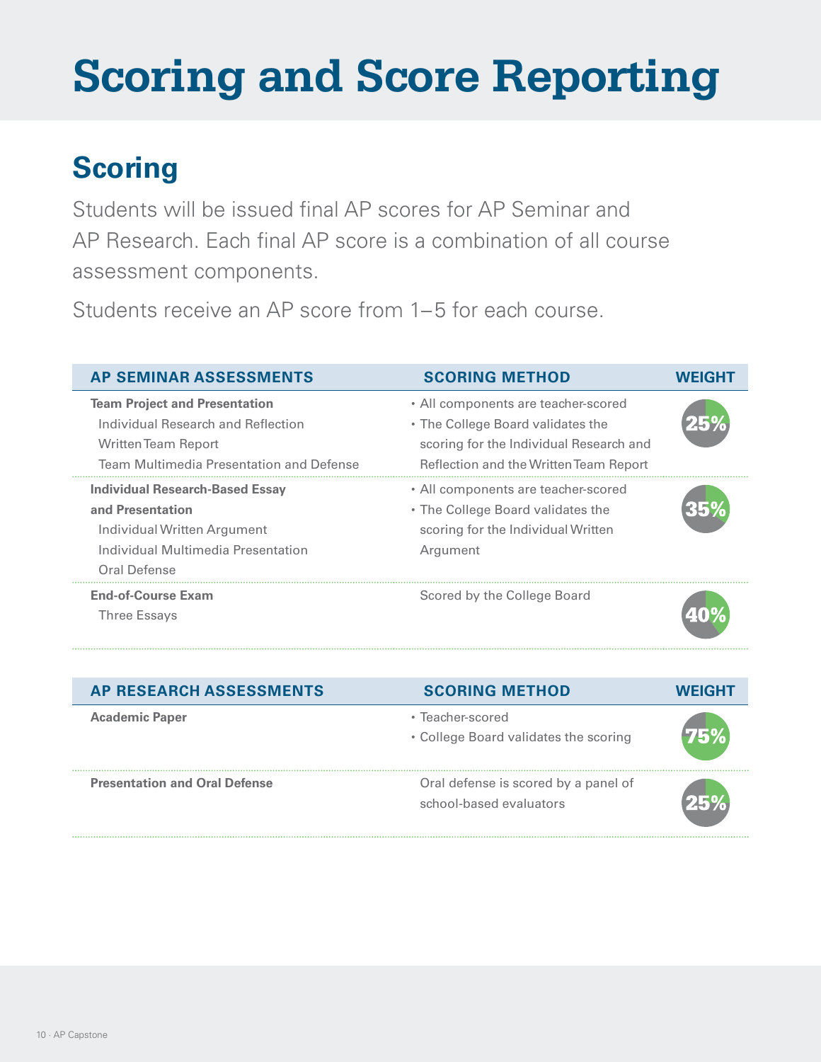# Scoring and Score Reporting

## Scoring

Students will be issued final AP scores for AP Seminar and AP Research. Each final AP score is a combination of all course assessment components.

Students receive an AP score from 1–5 for each course.

| AP SEMINAR ASSESSMENTS | SCORING METHOD | WEIGHT |
|---|---|---|
| **Team Project and Presentation**<br>Individual Research and Reflection<br>Written Team Report<br>Team Multimedia Presentation and Defense | • All components are teacher-scored<br>• The College Board validates the scoring for the Individual Research and Reflection and the Written Team Report | 25% |
| **Individual Research-Based Essay and Presentation**<br>Individual Written Argument<br>Individual Multimedia Presentation<br>Oral Defense | • All components are teacher-scored<br>• The College Board validates the scoring for the Individual Written Argument | 35% |
| **End-of-Course Exam**<br>Three Essays | Scored by the College Board | 40% |

| AP RESEARCH ASSESSMENTS | SCORING METHOD | WEIGHT |
|---|---|---|
| **Academic Paper** | • Teacher-scored<br>• College Board validates the scoring | 75% |
| **Presentation and Oral Defense** | Oral defense is scored by a panel of school-based evaluators | 25% |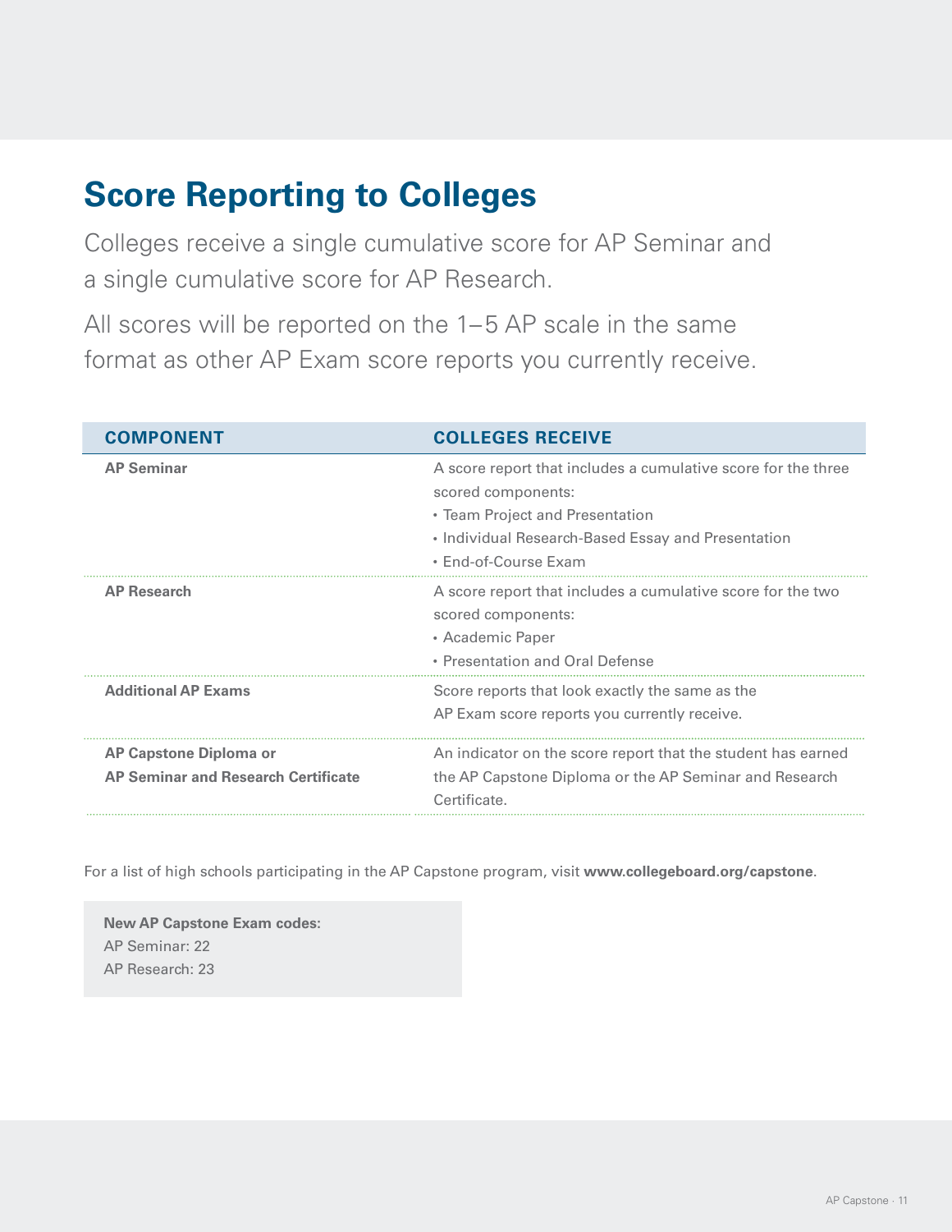# Score Reporting to Colleges

Colleges receive a single cumulative score for AP Seminar and a single cumulative score for AP Research.

All scores will be reported on the 1–5 AP scale in the same format as other AP Exam score reports you currently receive.

| COMPONENT | COLLEGES RECEIVE |
|---|---|
| **AP Seminar** | A score report that includes a cumulative score for the three scored components:<br>• Team Project and Presentation<br>• Individual Research-Based Essay and Presentation<br>• End-of-Course Exam |
| **AP Research** | A score report that includes a cumulative score for the two scored components:<br>• Academic Paper<br>• Presentation and Oral Defense |
| **Additional AP Exams** | Score reports that look exactly the same as the AP Exam score reports you currently receive. |
| **AP Capstone Diploma or AP Seminar and Research Certificate** | An indicator on the score report that the student has earned the AP Capstone Diploma or the AP Seminar and Research Certificate. |

For a list of high schools participating in the AP Capstone program, visit **www.collegeboard.org/capstone**.

**New AP Capstone Exam codes:**
AP Seminar: 22
AP Research: 23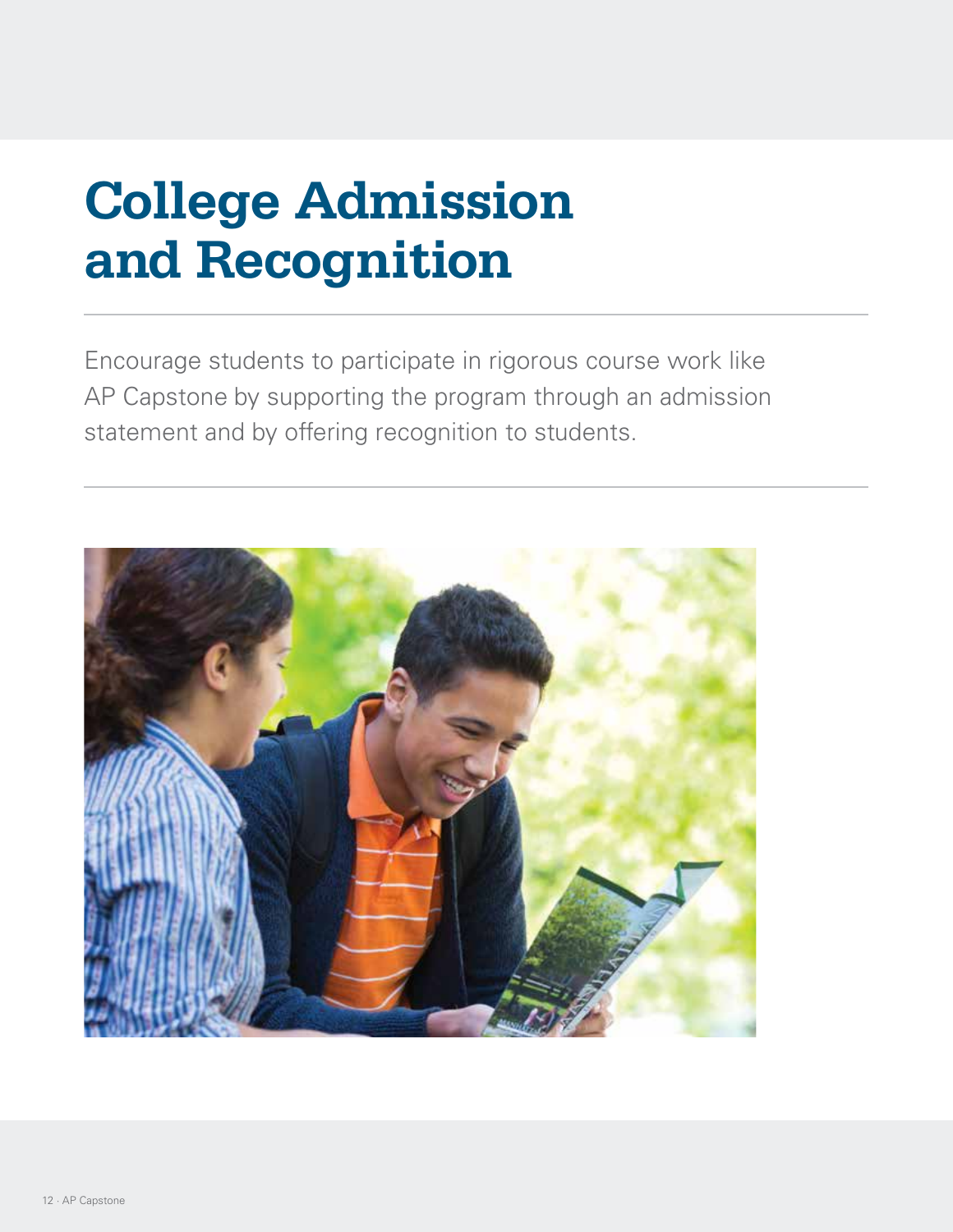# College Admission and Recognition

Encourage students to participate in rigorous course work like AP Capstone by supporting the program through an admission statement and by offering recognition to students.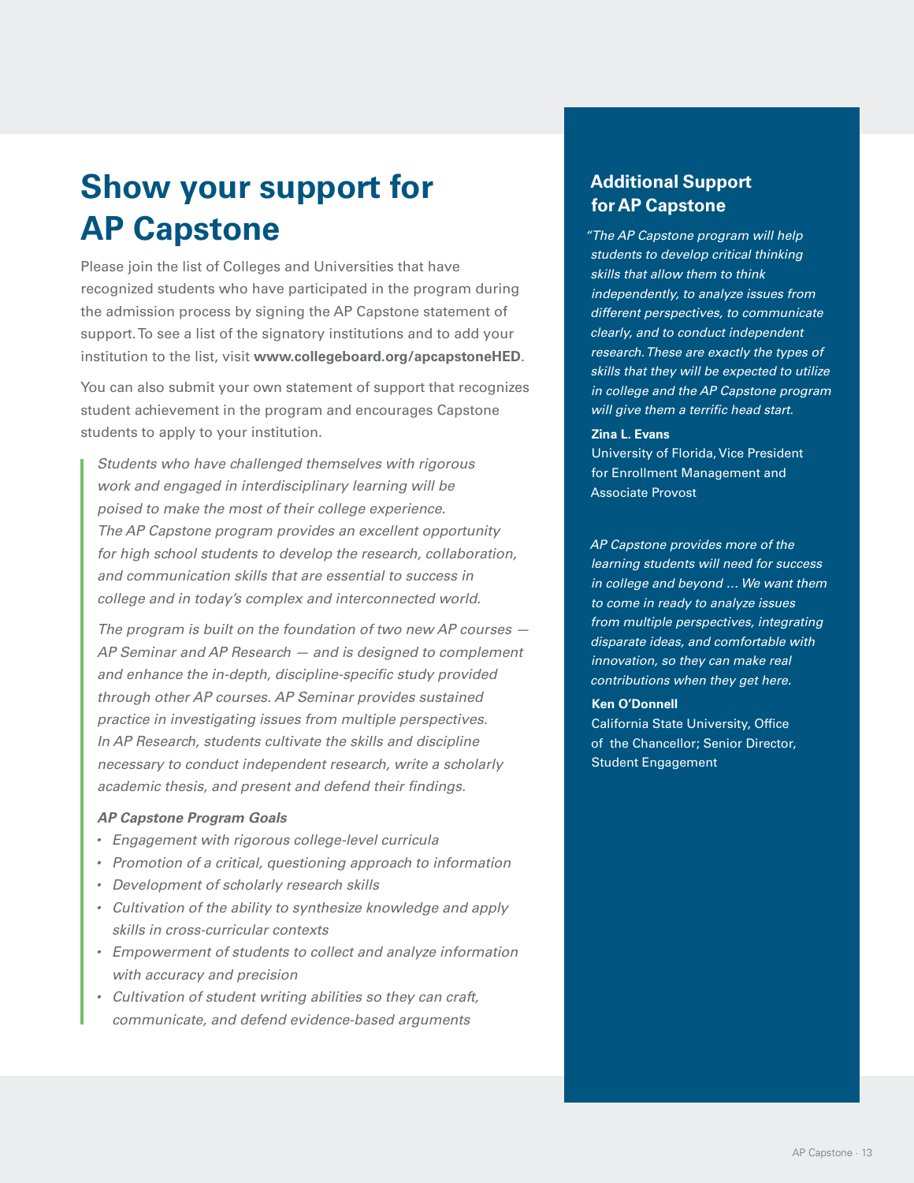# Show your support for AP Capstone

Please join the list of Colleges and Universities that have recognized students who have participated in the program during the admission process by signing the AP Capstone statement of support. To see a list of the signatory institutions and to add your institution to the list, visit **www.collegeboard.org/apcapstoneHED**.

You can also submit your own statement of support that recognizes student achievement in the program and encourages Capstone students to apply to your institution.

> *Students who have challenged themselves with rigorous work and engaged in interdisciplinary learning will be poised to make the most of their college experience. The AP Capstone program provides an excellent opportunity for high school students to develop the research, collaboration, and communication skills that are essential to success in college and in today's complex and interconnected world.*
>
> *The program is built on the foundation of two new AP courses — AP Seminar and AP Research — and is designed to complement and enhance the in-depth, discipline-specific study provided through other AP courses. AP Seminar provides sustained practice in investigating issues from multiple perspectives. In AP Research, students cultivate the skills and discipline necessary to conduct independent research, write a scholarly academic thesis, and present and defend their findings.*
>
> ***AP Capstone Program Goals***
>
> - *Engagement with rigorous college-level curricula*
> - *Promotion of a critical, questioning approach to information*
> - *Development of scholarly research skills*
> - *Cultivation of the ability to synthesize knowledge and apply skills in cross-curricular contexts*
> - *Empowerment of students to collect and analyze information with accuracy and precision*
> - *Cultivation of student writing abilities so they can craft, communicate, and defend evidence-based arguments*

## Additional Support for AP Capstone

*"The AP Capstone program will help students to develop critical thinking skills that allow them to think independently, to analyze issues from different perspectives, to communicate clearly, and to conduct independent research. These are exactly the types of skills that they will be expected to utilize in college and the AP Capstone program will give them a terrific head start.*

**Zina L. Evans**
University of Florida, Vice President for Enrollment Management and Associate Provost

*AP Capstone provides more of the learning students will need for success in college and beyond … We want them to come in ready to analyze issues from multiple perspectives, integrating disparate ideas, and comfortable with innovation, so they can make real contributions when they get here.*

**Ken O'Donnell**
California State University, Office of the Chancellor; Senior Director, Student Engagement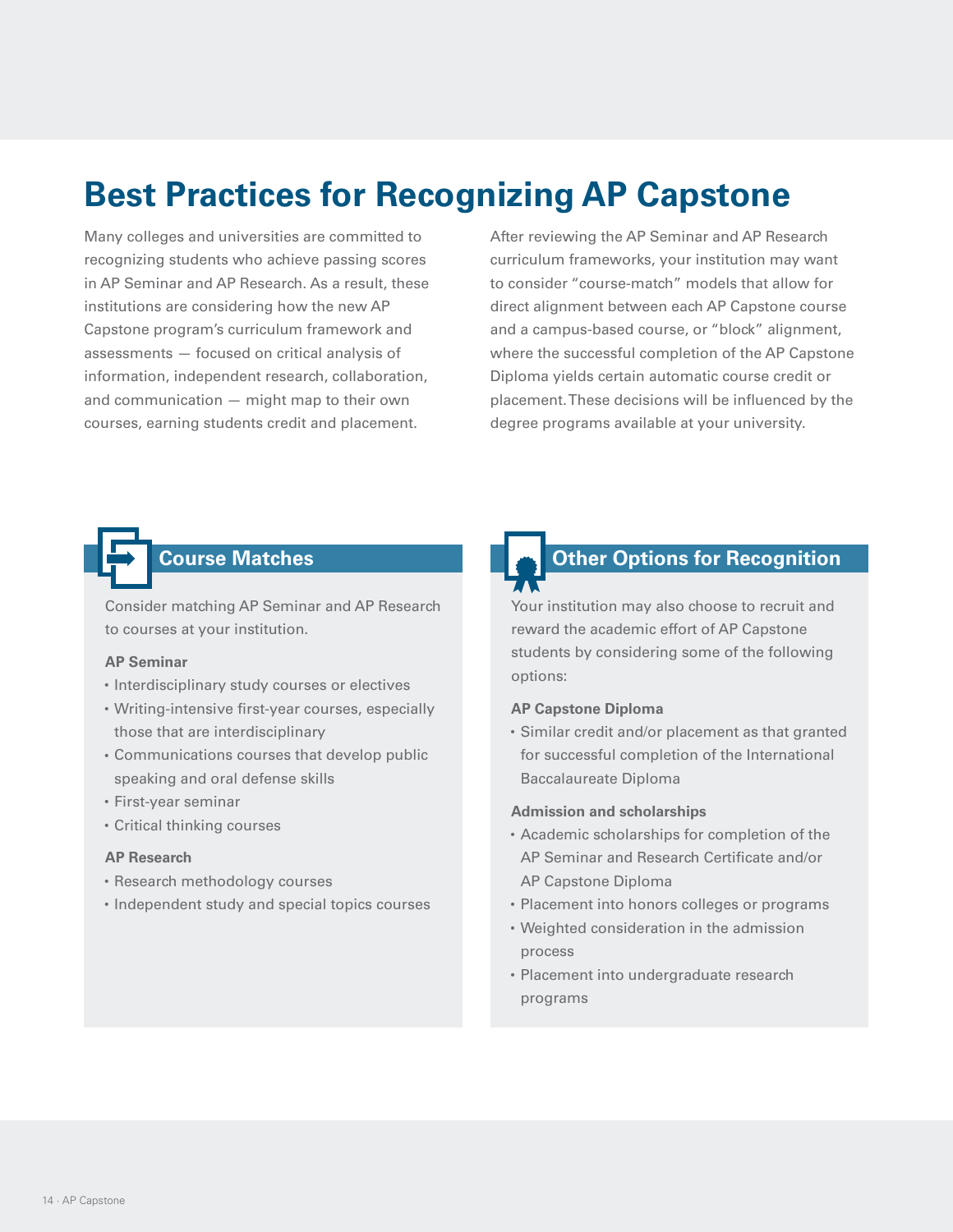# Best Practices for Recognizing AP Capstone

Many colleges and universities are committed to recognizing students who achieve passing scores in AP Seminar and AP Research. As a result, these institutions are considering how the new AP Capstone program's curriculum framework and assessments — focused on critical analysis of information, independent research, collaboration, and communication — might map to their own courses, earning students credit and placement.

After reviewing the AP Seminar and AP Research curriculum frameworks, your institution may want to consider "course-match" models that allow for direct alignment between each AP Capstone course and a campus-based course, or "block" alignment, where the successful completion of the AP Capstone Diploma yields certain automatic course credit or placement. These decisions will be influenced by the degree programs available at your university.

## Course Matches

Consider matching AP Seminar and AP Research to courses at your institution.

**AP Seminar**

- Interdisciplinary study courses or electives
- Writing-intensive first-year courses, especially those that are interdisciplinary
- Communications courses that develop public speaking and oral defense skills
- First-year seminar
- Critical thinking courses

**AP Research**

- Research methodology courses
- Independent study and special topics courses

## Other Options for Recognition

Your institution may also choose to recruit and reward the academic effort of AP Capstone students by considering some of the following options:

**AP Capstone Diploma**

- Similar credit and/or placement as that granted for successful completion of the International Baccalaureate Diploma

**Admission and scholarships**

- Academic scholarships for completion of the AP Seminar and Research Certificate and/or AP Capstone Diploma
- Placement into honors colleges or programs
- Weighted consideration in the admission process
- Placement into undergraduate research programs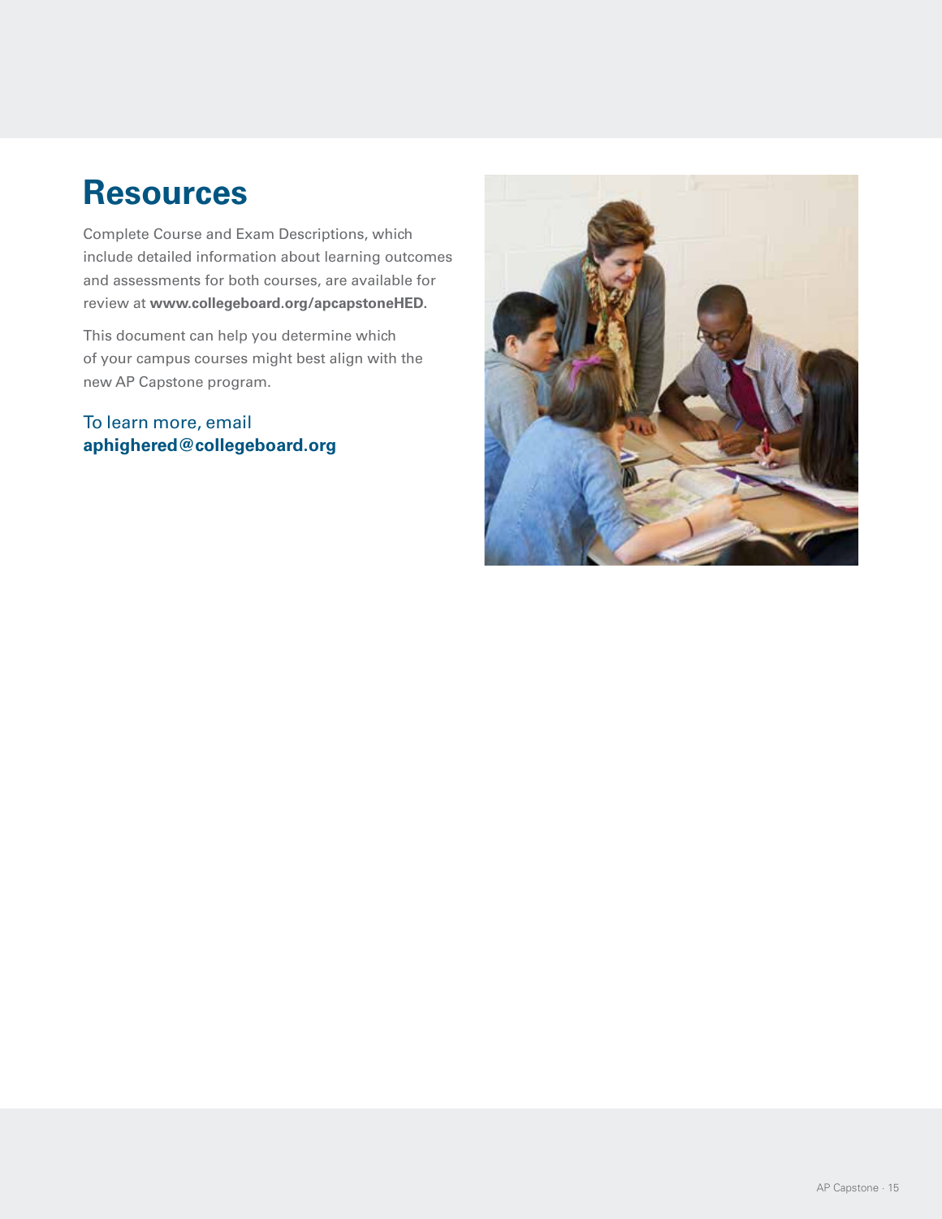# Resources

Complete Course and Exam Descriptions, which include detailed information about learning outcomes and assessments for both courses, are available for review at **www.collegeboard.org/apcapstoneHED**.

This document can help you determine which of your campus courses might best align with the new AP Capstone program.

To learn more, email
**aphighered@collegeboard.org**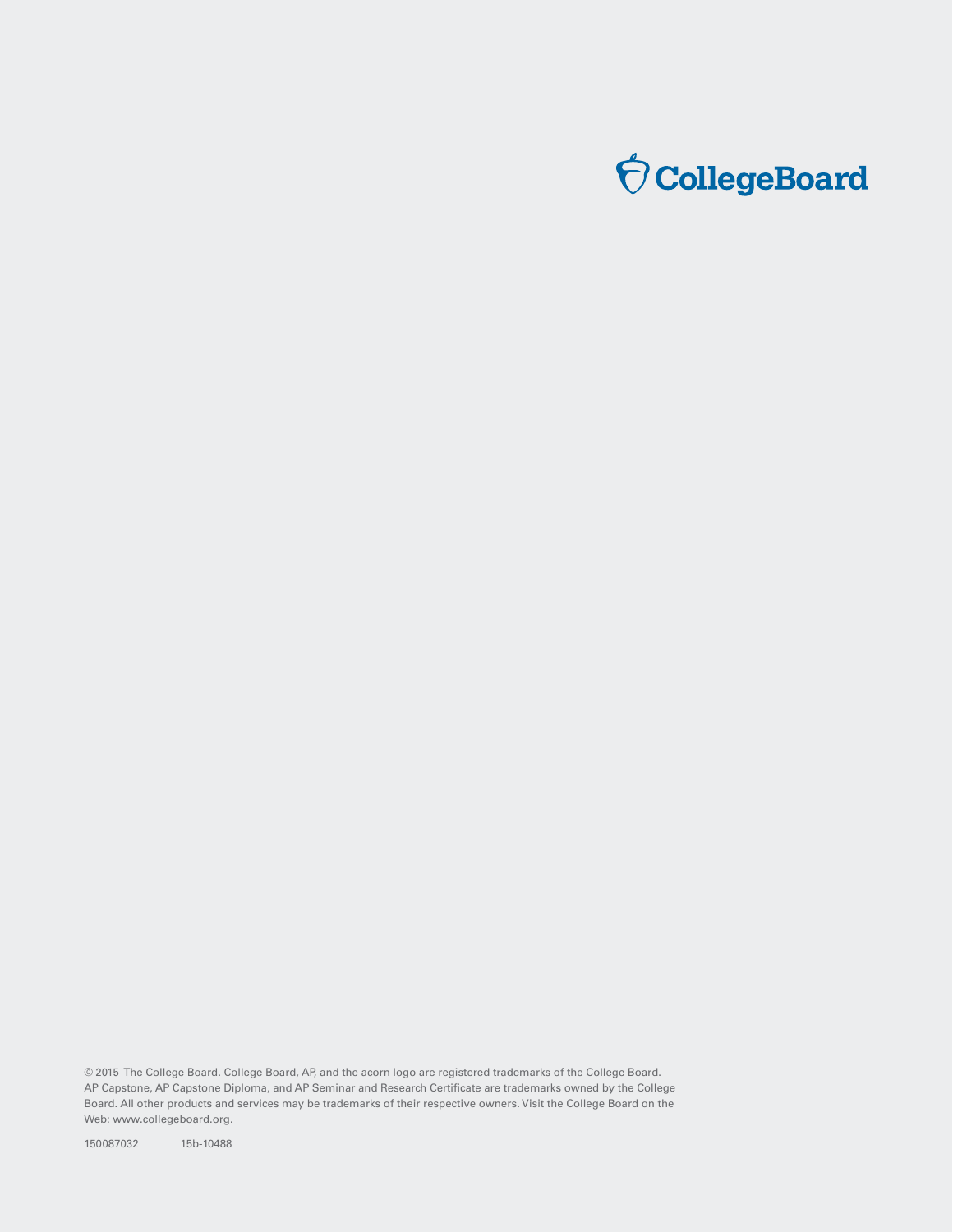CollegeBoard

© 2015 The College Board. College Board, AP, and the acorn logo are registered trademarks of the College Board. AP Capstone, AP Capstone Diploma, and AP Seminar and Research Certificate are trademarks owned by the College Board. All other products and services may be trademarks of their respective owners. Visit the College Board on the Web: www.collegeboard.org.

150087032 15b-10488